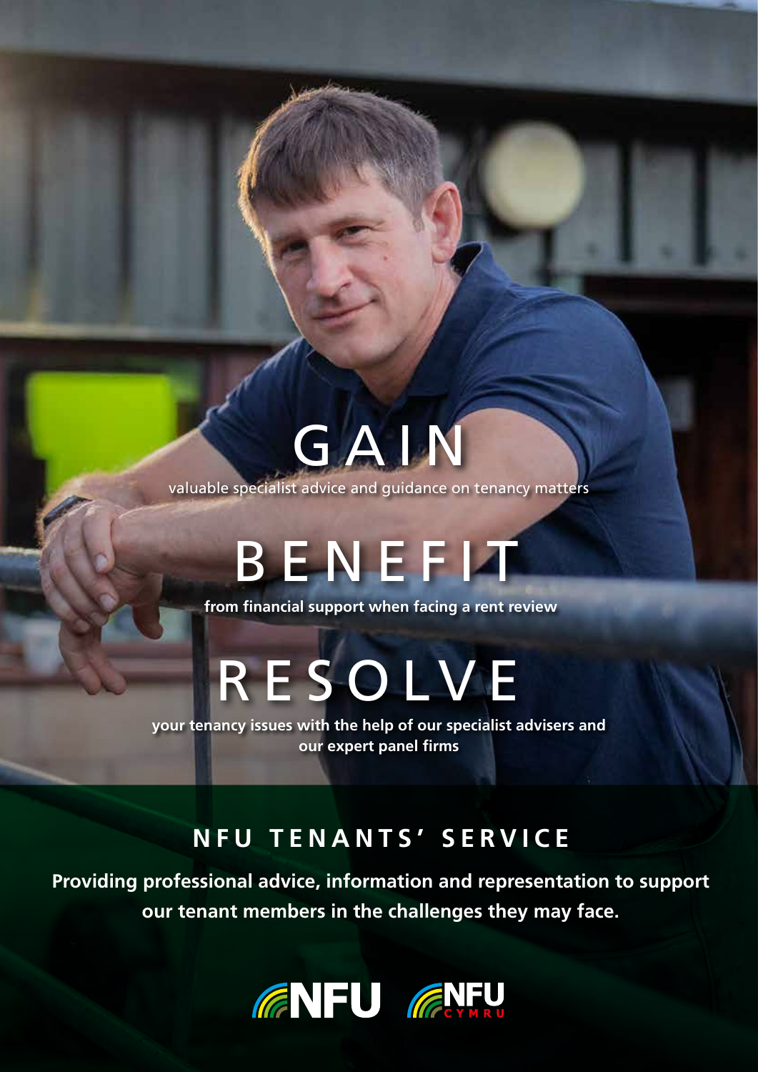# GAIN

valuable specialist advice and guidance on tenancy matters

# BENEFIT

**from financial support when facing a rent review**

# RESOLVE

**your tenancy issues with the help of our specialist advisers and our expert panel firms**

## NFU TENANTS' SERVICE

**Providing professional advice, information and representation to support our tenant members in the challenges they may face.**

NFU NFU CYMRU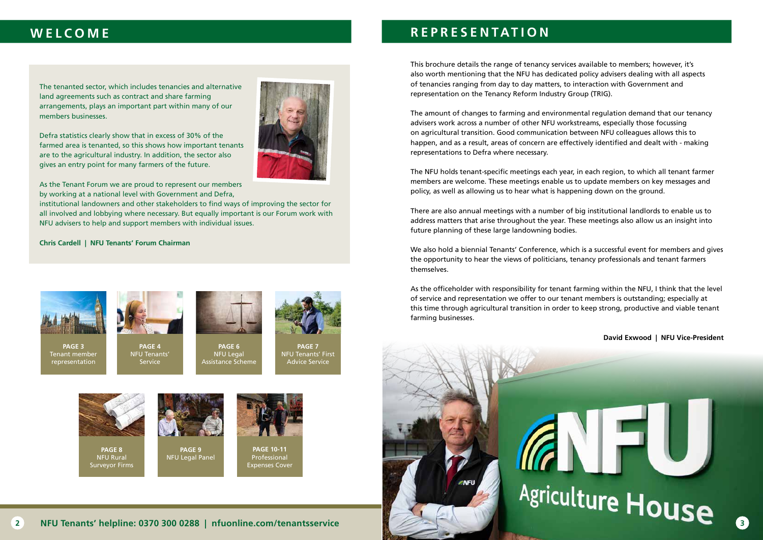## WELCOME

The tenanted sector, which includes tenancies and alternative land agreements such as contract and share farming arrangements, plays an important part within many of our members businesses.

Defra statistics clearly show that in excess of 30% of the farmed area is tenanted, so this shows how important tenants are to the agricultural industry. In addition, the sector also gives an entry point for many farmers of the future.

As the Tenant Forum we are proud to represent our members by working at a national level with Government and Defra, institutional landowners and other stakeholders to find ways of improving the sector for all involved and lobbying where necessary. But equally important is our Forum work with NFU advisers to help and support members with individual issues.

**Chris Cardell | NFU Tenants' Forum Chairman**

**PAGE 3** Tenant member representation

**PAGE 4** NFU Tenants' Service

**PAGE 6** NFU Legal Assistance Scheme

**PAGE 7** NFU Tenants' First Advice Service

**PAGE 8** NFU Rural Surveyor Firms

**PAGE 9** NFU Legal Panel

**PAGE 10-11** Professional Expenses Cover

## REPRESENTATION

This brochure details the range of tenancy services available to members; however, it's also worth mentioning that the NFU has dedicated policy advisers dealing with all aspects of tenancies ranging from day to day matters, to interaction with Government and representation on the Tenancy Reform Industry Group (TRIG).

The amount of changes to farming and environmental regulation demand that our tenancy advisers work across a number of other NFU workstreams, especially those focussing on agricultural transition. Good communication between NFU colleagues allows this to happen, and as a result, areas of concern are effectively identified and dealt with - making representations to Defra where necessary.

The NFU holds tenant-specific meetings each year, in each region, to which all tenant farmer members are welcome. These meetings enable us to update members on key messages and policy, as well as allowing us to hear what is happening down on the ground.

There are also annual meetings with a number of big institutional landlords to enable us to address matters that arise throughout the year. These meetings also allow us an insight into future planning of these large landowning bodies.

We also hold a biennial Tenants' Conference, which is a successful event for members and gives the opportunity to hear the views of politicians, tenancy professionals and tenant farmers themselves.

As the officeholder with responsibility for tenant farming within the NFU, I think that the level of service and representation we offer to our tenant members is outstanding; especially at this time through agricultural transition in order to keep strong, productive and viable tenant farming businesses.

**David Exwood | NFU Vice-President**

**NFU Tenants' helpline: 0370 300 0288 | nfuonline.com/tenantsservice**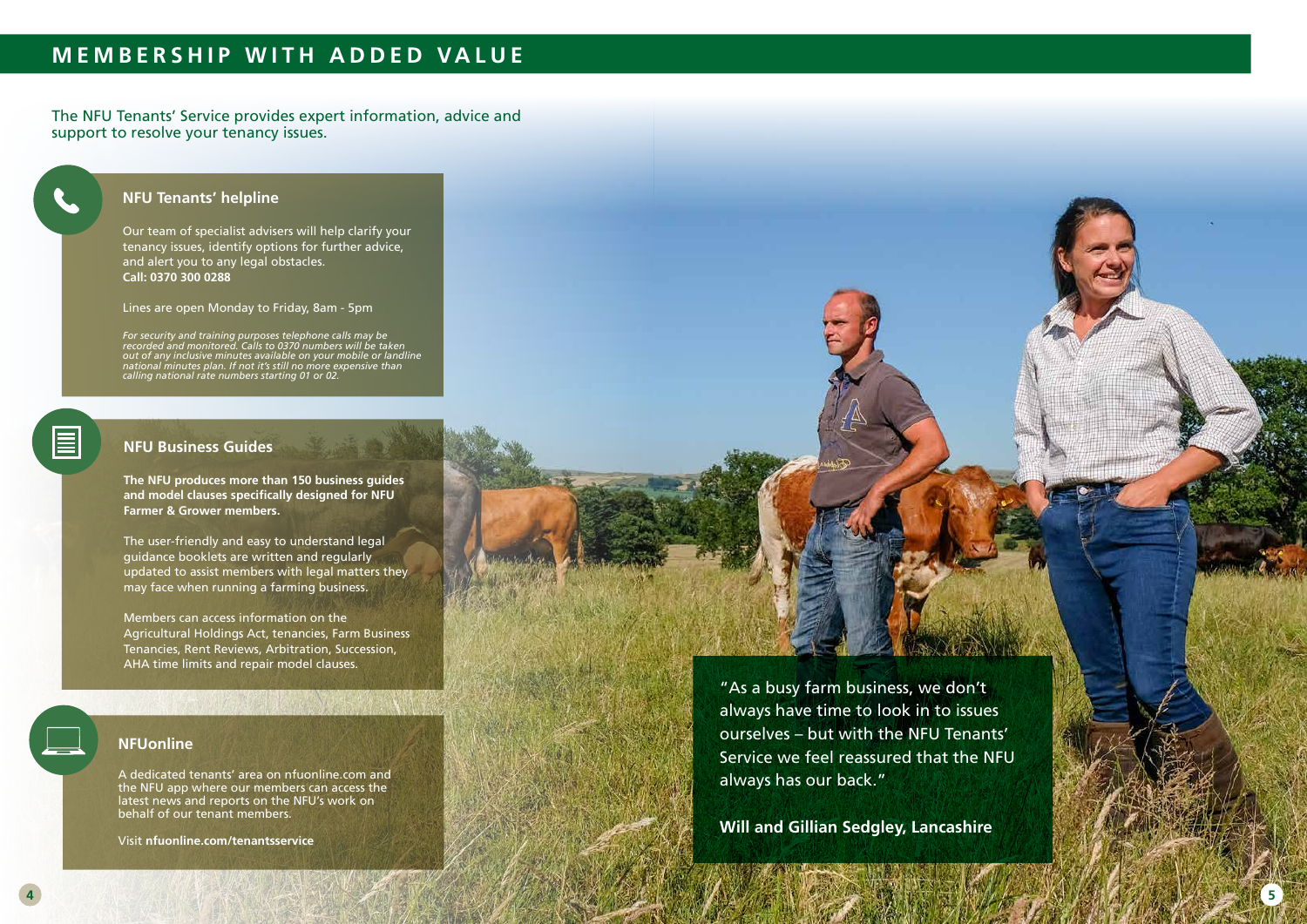# MEMBERSHIP WITH ADDED VALUE

The NFU Tenants' Service provides expert information, advice and support to resolve your tenancy issues.

## NFU Tenants' helpline

Our team of specialist advisers will help clarify your tenancy issues, identify options for further advice, and alert you to any legal obstacles.
**Call: 0370 300 0288**

Lines are open Monday to Friday, 8am - 5pm

*For security and training purposes telephone calls may be recorded and monitored. Calls to 0370 numbers will be taken out of any inclusive minutes available on your mobile or landline national minutes plan. If not it's still no more expensive than calling national rate numbers starting 01 or 02.*

## NFU Business Guides

**The NFU produces more than 150 business guides and model clauses specifically designed for NFU Farmer & Grower members.**

The user-friendly and easy to understand legal guidance booklets are written and regularly updated to assist members with legal matters they may face when running a farming business.

Members can access information on the Agricultural Holdings Act, tenancies, Farm Business Tenancies, Rent Reviews, Arbitration, Succession, AHA time limits and repair model clauses.

## NFUonline

A dedicated tenants' area on nfuonline.com and the NFU app where our members can access the latest news and reports on the NFU's work on behalf of our tenant members.

Visit **nfuonline.com/tenantsservice**

"As a busy farm business, we don't always have time to look in to issues ourselves – but with the NFU Tenants' Service we feel reassured that the NFU always has our back."

**Will and Gillian Sedgley, Lancashire**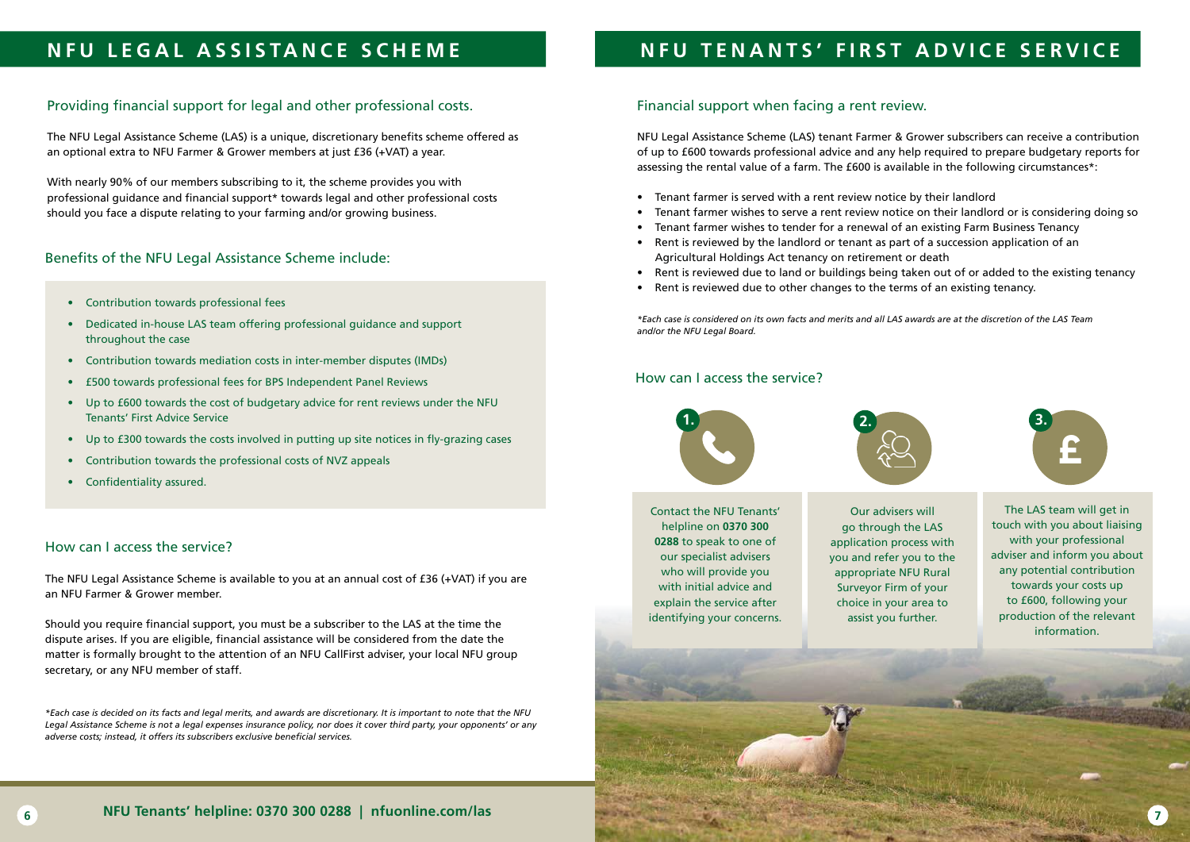# NFU LEGAL ASSISTANCE SCHEME

## Providing financial support for legal and other professional costs.

The NFU Legal Assistance Scheme (LAS) is a unique, discretionary benefits scheme offered as an optional extra to NFU Farmer & Grower members at just £36 (+VAT) a year.

With nearly 90% of our members subscribing to it, the scheme provides you with professional guidance and financial support* towards legal and other professional costs should you face a dispute relating to your farming and/or growing business.

## Benefits of the NFU Legal Assistance Scheme include:

- Contribution towards professional fees
- Dedicated in-house LAS team offering professional guidance and support throughout the case
- Contribution towards mediation costs in inter-member disputes (IMDs)
- £500 towards professional fees for BPS Independent Panel Reviews
- Up to £600 towards the cost of budgetary advice for rent reviews under the NFU Tenants' First Advice Service
- Up to £300 towards the costs involved in putting up site notices in fly-grazing cases
- Contribution towards the professional costs of NVZ appeals
- Confidentiality assured.

## How can I access the service?

The NFU Legal Assistance Scheme is available to you at an annual cost of £36 (+VAT) if you are an NFU Farmer & Grower member.

Should you require financial support, you must be a subscriber to the LAS at the time the dispute arises. If you are eligible, financial assistance will be considered from the date the matter is formally brought to the attention of an NFU CallFirst adviser, your local NFU group secretary, or any NFU member of staff.

*\*Each case is decided on its facts and legal merits, and awards are discretionary. It is important to note that the NFU Legal Assistance Scheme is not a legal expenses insurance policy, nor does it cover third party, your opponents' or any adverse costs; instead, it offers its subscribers exclusive beneficial services.*

**NFU Tenants' helpline: 0370 300 0288 | nfuonline.com/las**

# NFU TENANTS' FIRST ADVICE SERVICE

## Financial support when facing a rent review.

NFU Legal Assistance Scheme (LAS) tenant Farmer & Grower subscribers can receive a contribution of up to £600 towards professional advice and any help required to prepare budgetary reports for assessing the rental value of a farm. The £600 is available in the following circumstances*:

- Tenant farmer is served with a rent review notice by their landlord
- Tenant farmer wishes to serve a rent review notice on their landlord or is considering doing so
- Tenant farmer wishes to tender for a renewal of an existing Farm Business Tenancy
- Rent is reviewed by the landlord or tenant as part of a succession application of an Agricultural Holdings Act tenancy on retirement or death
- Rent is reviewed due to land or buildings being taken out of or added to the existing tenancy
- Rent is reviewed due to other changes to the terms of an existing tenancy.

*\*Each case is considered on its own facts and merits and all LAS awards are at the discretion of the LAS Team and/or the NFU Legal Board.*

## How can I access the service?

1. Contact the NFU Tenants' helpline on **0370 300 0288** to speak to one of our specialist advisers who will provide you with initial advice and explain the service after identifying your concerns.

2. Our advisers will go through the LAS application process with you and refer you to the appropriate NFU Rural Surveyor Firm of your choice in your area to assist you further.

3. The LAS team will get in touch with you about liaising with your professional adviser and inform you about any potential contribution towards your costs up to £600, following your production of the relevant information.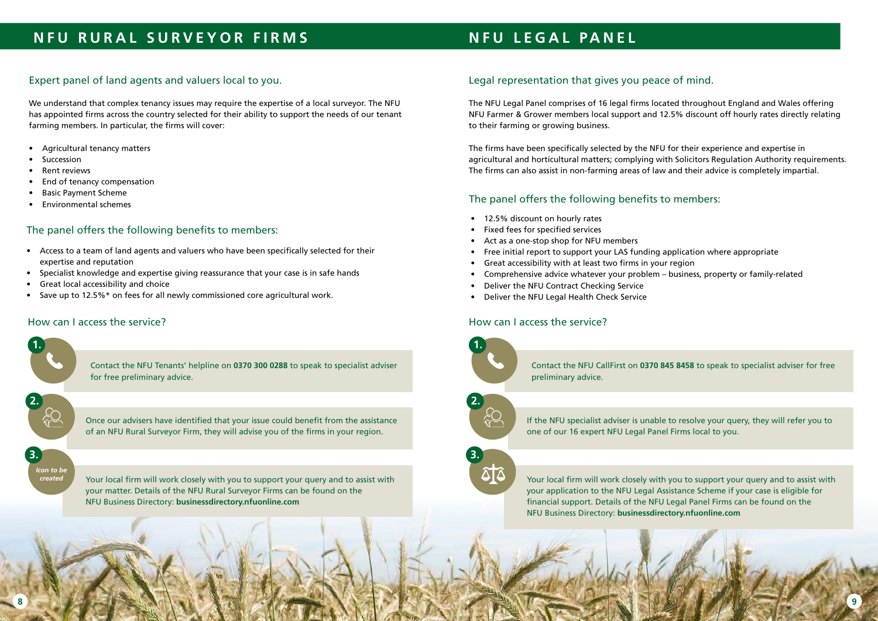# NFU RURAL SURVEYOR FIRMS

## Expert panel of land agents and valuers local to you.

We understand that complex tenancy issues may require the expertise of a local surveyor. The NFU has appointed firms across the country selected for their ability to support the needs of our tenant farming members. In particular, the firms will cover:

- Agricultural tenancy matters
- Succession
- Rent reviews
- End of tenancy compensation
- Basic Payment Scheme
- Environmental schemes

## The panel offers the following benefits to members:

- Access to a team of land agents and valuers who have been specifically selected for their expertise and reputation
- Specialist knowledge and expertise giving reassurance that your case is in safe hands
- Great local accessibility and choice
- Save up to 12.5%* on fees for all newly commissioned core agricultural work.

## How can I access the service?

**1.** Contact the NFU Tenants' helpline on **0370 300 0288** to speak to specialist adviser for free preliminary advice.

**2.** Once our advisers have identified that your issue could benefit from the assistance of an NFU Rural Surveyor Firm, they will advise you of the firms in your region.

**3.** *Icon to be created*

Your local firm will work closely with you to support your query and to assist with your matter. Details of the NFU Rural Surveyor Firms can be found on the NFU Business Directory: **businessdirectory.nfuonline.com**

# NFU LEGAL PANEL

## Legal representation that gives you peace of mind.

The NFU Legal Panel comprises of 16 legal firms located throughout England and Wales offering NFU Farmer & Grower members local support and 12.5% discount off hourly rates directly relating to their farming or growing business.

The firms have been specifically selected by the NFU for their experience and expertise in agricultural and horticultural matters; complying with Solicitors Regulation Authority requirements. The firms can also assist in non-farming areas of law and their advice is completely impartial.

## The panel offers the following benefits to members:

- 12.5% discount on hourly rates
- Fixed fees for specified services
- Act as a one-stop shop for NFU members
- Free initial report to support your LAS funding application where appropriate
- Great accessibility with at least two firms in your region
- Comprehensive advice whatever your problem – business, property or family-related
- Deliver the NFU Contract Checking Service
- Deliver the NFU Legal Health Check Service

## How can I access the service?

**1.** Contact the NFU CallFirst on **0370 845 8458** to speak to specialist adviser for free preliminary advice.

**2.** If the NFU specialist adviser is unable to resolve your query, they will refer you to one of our 16 expert NFU Legal Panel Firms local to you.

**3.** Your local firm will work closely with you to support your query and to assist with your application to the NFU Legal Assistance Scheme if your case is eligible for financial support. Details of the NFU Legal Panel Firms can be found on the NFU Business Directory: **businessdirectory.nfuonline.com**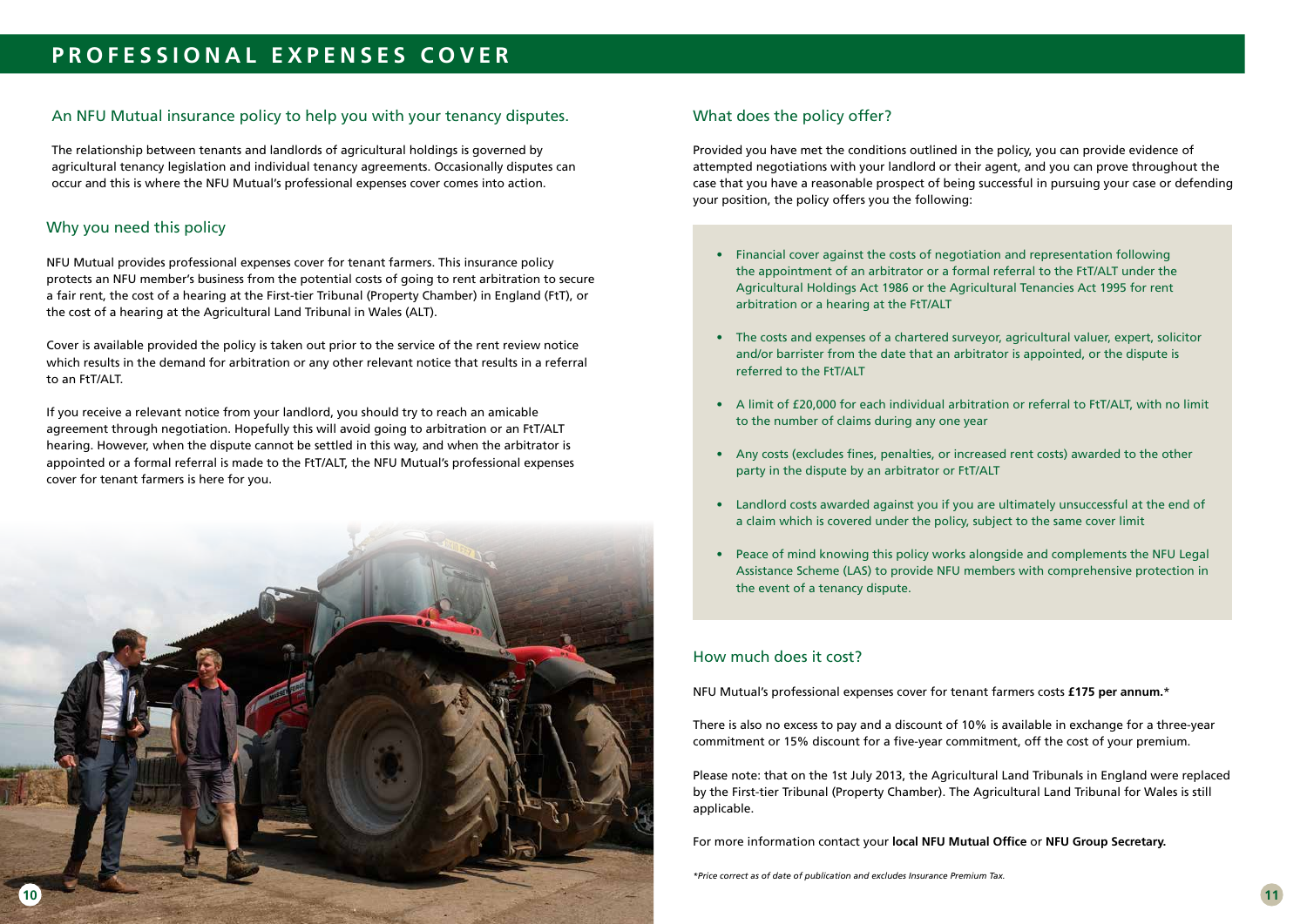# PROFESSIONAL EXPENSES COVER

## An NFU Mutual insurance policy to help you with your tenancy disputes.

The relationship between tenants and landlords of agricultural holdings is governed by agricultural tenancy legislation and individual tenancy agreements. Occasionally disputes can occur and this is where the NFU Mutual's professional expenses cover comes into action.

## Why you need this policy

NFU Mutual provides professional expenses cover for tenant farmers. This insurance policy protects an NFU member's business from the potential costs of going to rent arbitration to secure a fair rent, the cost of a hearing at the First-tier Tribunal (Property Chamber) in England (FtT), or the cost of a hearing at the Agricultural Land Tribunal in Wales (ALT).

Cover is available provided the policy is taken out prior to the service of the rent review notice which results in the demand for arbitration or any other relevant notice that results in a referral to an FtT/ALT.

If you receive a relevant notice from your landlord, you should try to reach an amicable agreement through negotiation. Hopefully this will avoid going to arbitration or an FtT/ALT hearing. However, when the dispute cannot be settled in this way, and when the arbitrator is appointed or a formal referral is made to the FtT/ALT, the NFU Mutual's professional expenses cover for tenant farmers is here for you.

## What does the policy offer?

Provided you have met the conditions outlined in the policy, you can provide evidence of attempted negotiations with your landlord or their agent, and you can prove throughout the case that you have a reasonable prospect of being successful in pursuing your case or defending your position, the policy offers you the following:

- Financial cover against the costs of negotiation and representation following the appointment of an arbitrator or a formal referral to the FtT/ALT under the Agricultural Holdings Act 1986 or the Agricultural Tenancies Act 1995 for rent arbitration or a hearing at the FtT/ALT
- The costs and expenses of a chartered surveyor, agricultural valuer, expert, solicitor and/or barrister from the date that an arbitrator is appointed, or the dispute is referred to the FtT/ALT
- A limit of £20,000 for each individual arbitration or referral to FtT/ALT, with no limit to the number of claims during any one year
- Any costs (excludes fines, penalties, or increased rent costs) awarded to the other party in the dispute by an arbitrator or FtT/ALT
- Landlord costs awarded against you if you are ultimately unsuccessful at the end of a claim which is covered under the policy, subject to the same cover limit
- Peace of mind knowing this policy works alongside and complements the NFU Legal Assistance Scheme (LAS) to provide NFU members with comprehensive protection in the event of a tenancy dispute.

## How much does it cost?

NFU Mutual's professional expenses cover for tenant farmers costs **£175 per annum.***

There is also no excess to pay and a discount of 10% is available in exchange for a three-year commitment or 15% discount for a five-year commitment, off the cost of your premium.

Please note: that on the 1st July 2013, the Agricultural Land Tribunals in England were replaced by the First-tier Tribunal (Property Chamber). The Agricultural Land Tribunal for Wales is still applicable.

For more information contact your **local NFU Mutual Office** or **NFU Group Secretary.**

*\*Price correct as of date of publication and excludes Insurance Premium Tax.*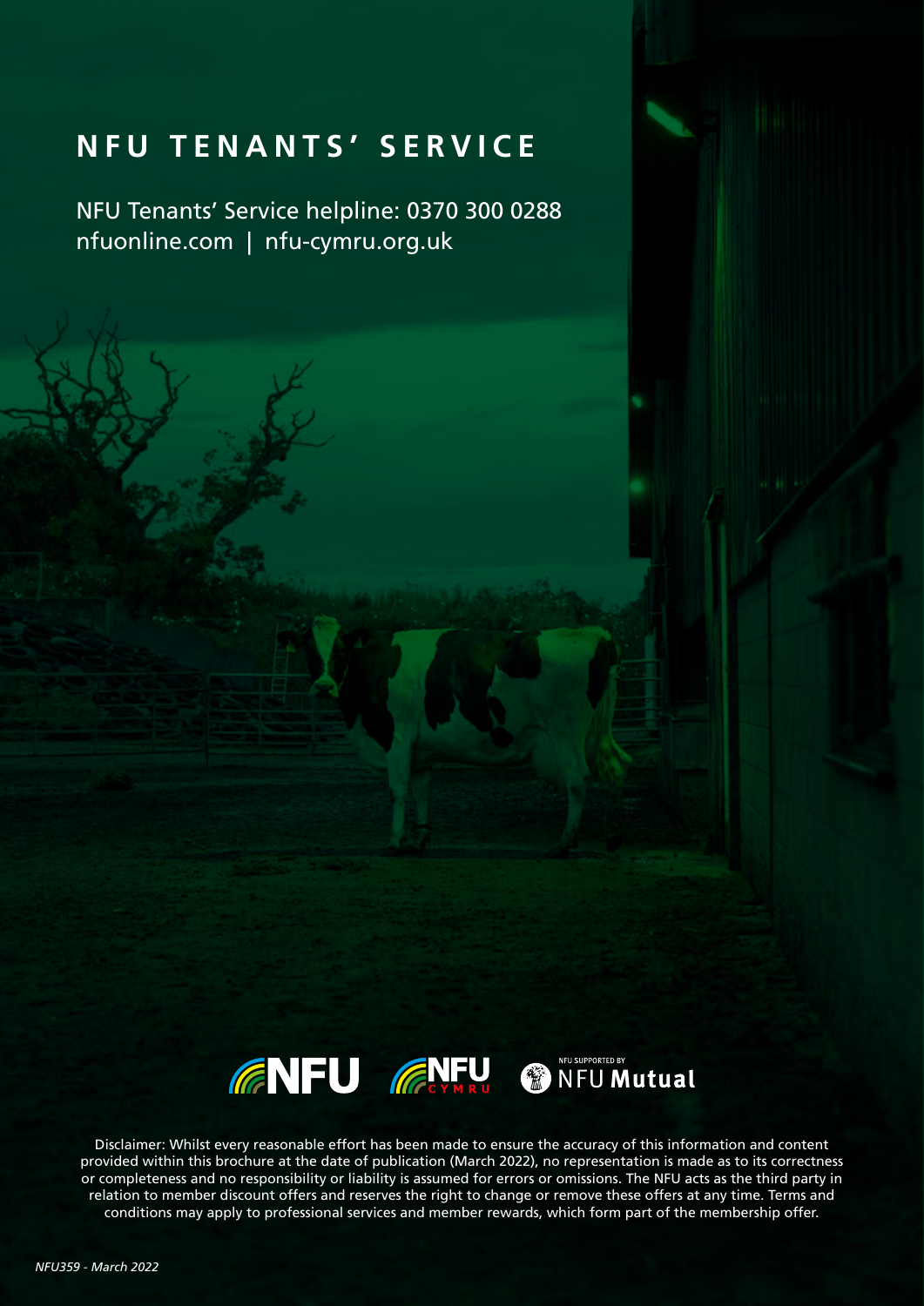# NFU TENANTS' SERVICE

NFU Tenants' Service helpline: 0370 300 0288
nfuonline.com | nfu-cymru.org.uk

NFU SUPPORTED BY NFU Mutual

Disclaimer: Whilst every reasonable effort has been made to ensure the accuracy of this information and content provided within this brochure at the date of publication (March 2022), no representation is made as to its correctness or completeness and no responsibility or liability is assumed for errors or omissions. The NFU acts as the third party in relation to member discount offers and reserves the right to change or remove these offers at any time. Terms and conditions may apply to professional services and member rewards, which form part of the membership offer.

*NFU359 - March 2022*